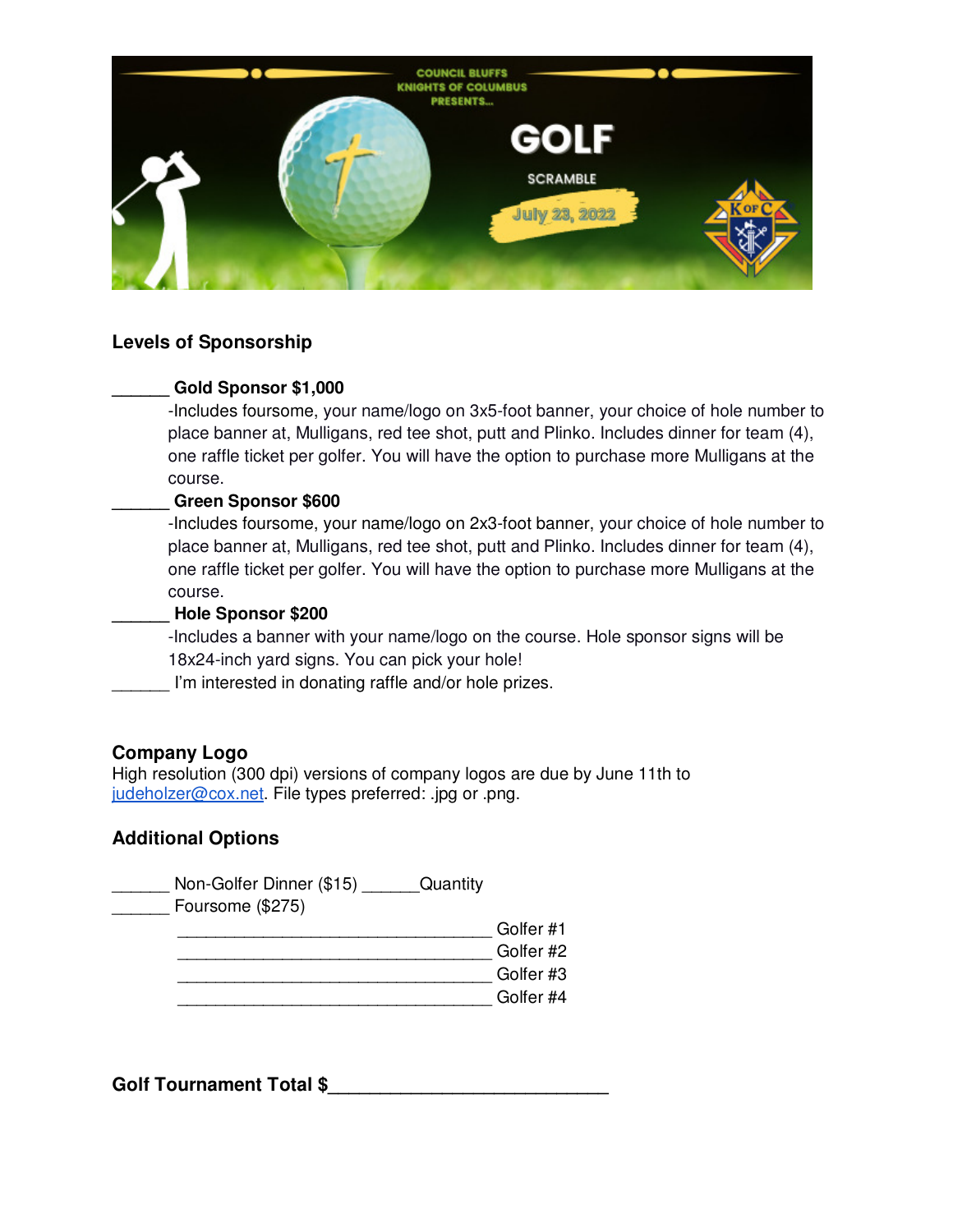COUNCIL BLUFFS KNIGHTS OF COLUMBUS PRESENTS...

# GOLF SCRAMBLE

July 23, 2022

### Levels of Sponsorship

______ **Gold Sponsor $1,000**

-Includes foursome, your name/logo on 3x5-foot banner, your choice of hole number to place banner at, Mulligans, red tee shot, putt and Plinko. Includes dinner for team (4), one raffle ticket per golfer. You will have the option to purchase more Mulligans at the course.

______ **Green Sponsor $600**

-Includes foursome, your name/logo on 2x3-foot banner, your choice of hole number to place banner at, Mulligans, red tee shot, putt and Plinko. Includes dinner for team (4), one raffle ticket per golfer. You will have the option to purchase more Mulligans at the course.

______ **Hole Sponsor $200**

-Includes a banner with your name/logo on the course. Hole sponsor signs will be 18x24-inch yard signs. You can pick your hole!

______ I'm interested in donating raffle and/or hole prizes.

### Company Logo

High resolution (300 dpi) versions of company logos are due by June 11th to judeholzer@cox.net. File types preferred: .jpg or .png.

### Additional Options

______ Non-Golfer Dinner ($15) ______Quantity

______ Foursome ($275)

__________________________________ Golfer #1

__________________________________ Golfer #2

__________________________________ Golfer #3

__________________________________ Golfer #4

**Golf Tournament Total $__________________________**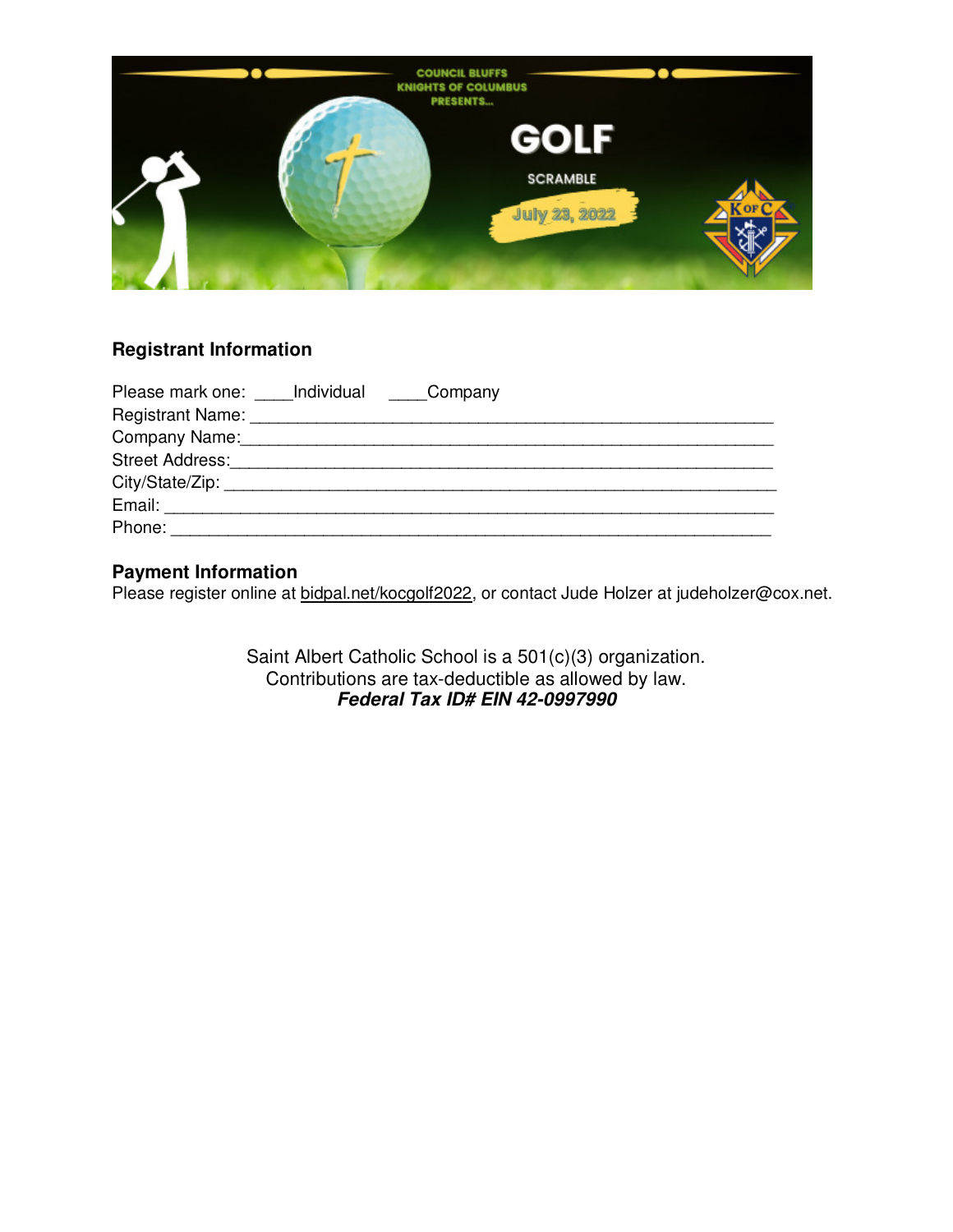COUNCIL BLUFFS
KNIGHTS OF COLUMBUS
PRESENTS...

# GOLF

SCRAMBLE

July 23, 2022

## Registrant Information

Please mark one: ____Individual ____Company
Registrant Name: ____________________________________________________________
Company Name:____________________________________________________________
Street Address:____________________________________________________________
City/State/Zip: ______________________________________________________________
Email: _____________________________________________________________________
Phone: ____________________________________________________________________

## Payment Information

Please register online at bidpal.net/kocgolf2022, or contact Jude Holzer at judeholzer@cox.net.

Saint Albert Catholic School is a 501(c)(3) organization.
Contributions are tax-deductible as allowed by law.
***Federal Tax ID# EIN 42-0997990***